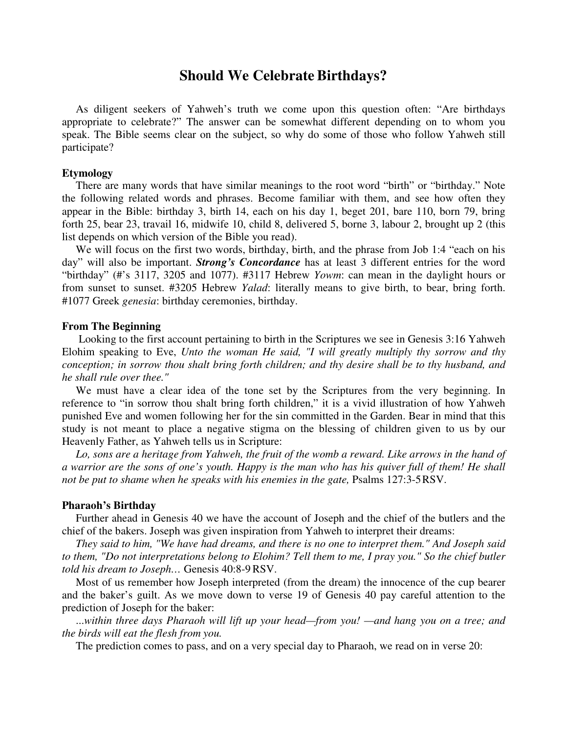# Should We Celebrate Birthdays?

As diligent seekers of Yahweh's truth we come upon this question often: "Are birthdays appropriate to celebrate?" The answer can be somewhat different depending on to whom you speak. The Bible seems clear on the subject, so why do some of those who follow Yahweh still participate?

**Etymology**

There are many words that have similar meanings to the root word "birth" or "birthday." Note the following related words and phrases. Become familiar with them, and see how often they appear in the Bible: birthday 3, birth 14, each on his day 1, beget 201, bare 110, born 79, bring forth 25, bear 23, travail 16, midwife 10, child 8, delivered 5, borne 3, labour 2, brought up 2 (this list depends on which version of the Bible you read).

We will focus on the first two words, birthday, birth, and the phrase from Job 1:4 "each on his day" will also be important. ***Strong's Concordance*** has at least 3 different entries for the word "birthday" (#'s 3117, 3205 and 1077). #3117 Hebrew *Yowm*: can mean in the daylight hours or from sunset to sunset. #3205 Hebrew *Yalad*: literally means to give birth, to bear, bring forth. #1077 Greek *genesia*: birthday ceremonies, birthday.

**From The Beginning**

Looking to the first account pertaining to birth in the Scriptures we see in Genesis 3:16 Yahweh Elohim speaking to Eve, *Unto the woman He said, "I will greatly multiply thy sorrow and thy conception; in sorrow thou shalt bring forth children; and thy desire shall be to thy husband, and he shall rule over thee."*

We must have a clear idea of the tone set by the Scriptures from the very beginning. In reference to "in sorrow thou shalt bring forth children," it is a vivid illustration of how Yahweh punished Eve and women following her for the sin committed in the Garden. Bear in mind that this study is not meant to place a negative stigma on the blessing of children given to us by our Heavenly Father, as Yahweh tells us in Scripture:

*Lo, sons are a heritage from Yahweh, the fruit of the womb a reward. Like arrows in the hand of a warrior are the sons of one's youth. Happy is the man who has his quiver full of them! He shall not be put to shame when he speaks with his enemies in the gate,* Psalms 127:3-5 RSV.

**Pharaoh's Birthday**

Further ahead in Genesis 40 we have the account of Joseph and the chief of the butlers and the chief of the bakers. Joseph was given inspiration from Yahweh to interpret their dreams:

*They said to him, "We have had dreams, and there is no one to interpret them." And Joseph said to them, "Do not interpretations belong to Elohim? Tell them to me, I pray you." So the chief butler told his dream to Joseph…* Genesis 40:8-9 RSV.

Most of us remember how Joseph interpreted (from the dream) the innocence of the cup bearer and the baker's guilt. As we move down to verse 19 of Genesis 40 pay careful attention to the prediction of Joseph for the baker:

*...within three days Pharaoh will lift up your head—from you! —and hang you on a tree; and the birds will eat the flesh from you.*

The prediction comes to pass, and on a very special day to Pharaoh, we read on in verse 20: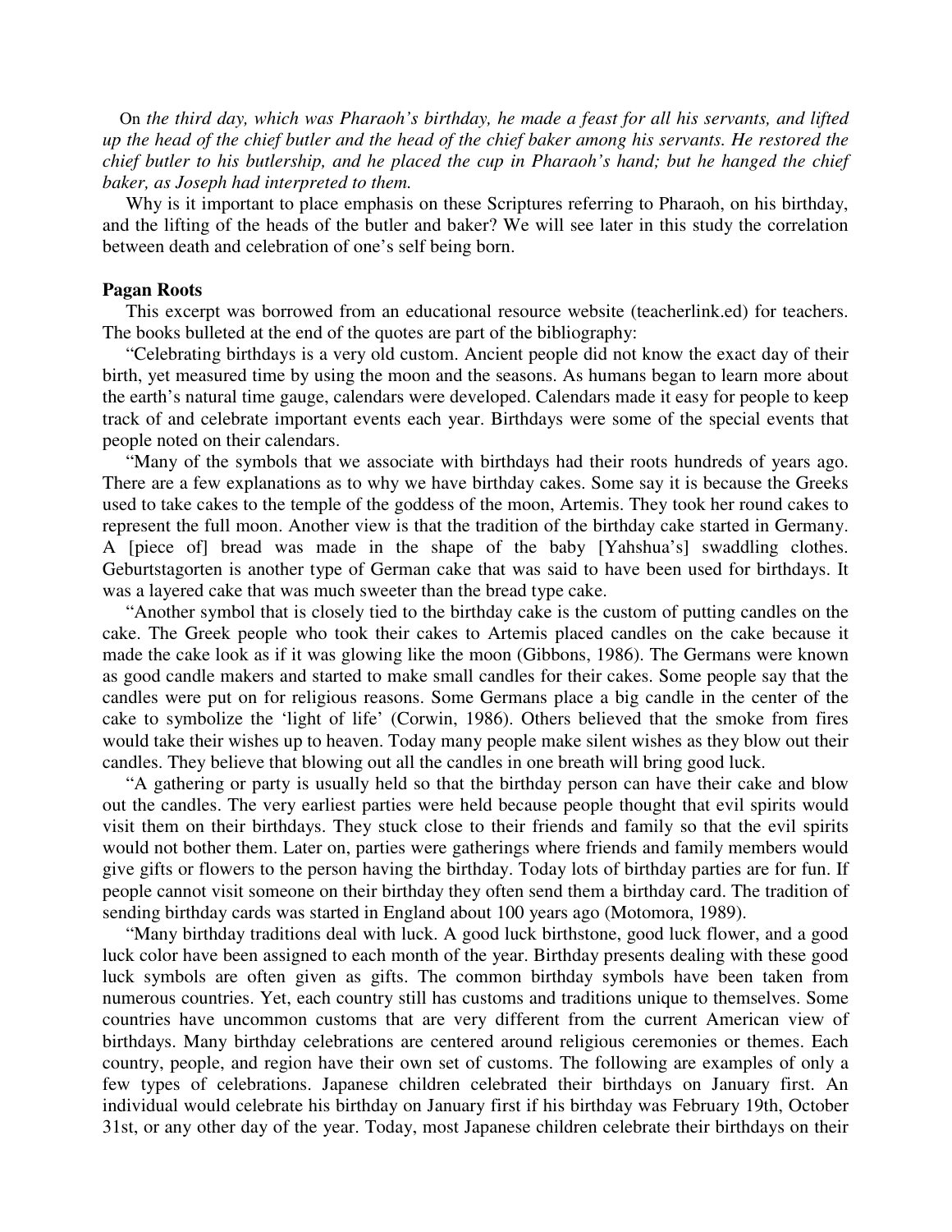On *the third day, which was Pharaoh's birthday, he made a feast for all his servants, and lifted up the head of the chief butler and the head of the chief baker among his servants. He restored the chief butler to his butlership, and he placed the cup in Pharaoh's hand; but he hanged the chief baker, as Joseph had interpreted to them.*

Why is it important to place emphasis on these Scriptures referring to Pharaoh, on his birthday, and the lifting of the heads of the butler and baker? We will see later in this study the correlation between death and celebration of one's self being born.

**Pagan Roots**

This excerpt was borrowed from an educational resource website (teacherlink.ed) for teachers. The books bulleted at the end of the quotes are part of the bibliography:

"Celebrating birthdays is a very old custom. Ancient people did not know the exact day of their birth, yet measured time by using the moon and the seasons. As humans began to learn more about the earth's natural time gauge, calendars were developed. Calendars made it easy for people to keep track of and celebrate important events each year. Birthdays were some of the special events that people noted on their calendars.

"Many of the symbols that we associate with birthdays had their roots hundreds of years ago. There are a few explanations as to why we have birthday cakes. Some say it is because the Greeks used to take cakes to the temple of the goddess of the moon, Artemis. They took her round cakes to represent the full moon. Another view is that the tradition of the birthday cake started in Germany. A [piece of] bread was made in the shape of the baby [Yahshua's] swaddling clothes. Geburtstagorten is another type of German cake that was said to have been used for birthdays. It was a layered cake that was much sweeter than the bread type cake.

"Another symbol that is closely tied to the birthday cake is the custom of putting candles on the cake. The Greek people who took their cakes to Artemis placed candles on the cake because it made the cake look as if it was glowing like the moon (Gibbons, 1986). The Germans were known as good candle makers and started to make small candles for their cakes. Some people say that the candles were put on for religious reasons. Some Germans place a big candle in the center of the cake to symbolize the 'light of life' (Corwin, 1986). Others believed that the smoke from fires would take their wishes up to heaven. Today many people make silent wishes as they blow out their candles. They believe that blowing out all the candles in one breath will bring good luck.

"A gathering or party is usually held so that the birthday person can have their cake and blow out the candles. The very earliest parties were held because people thought that evil spirits would visit them on their birthdays. They stuck close to their friends and family so that the evil spirits would not bother them. Later on, parties were gatherings where friends and family members would give gifts or flowers to the person having the birthday. Today lots of birthday parties are for fun. If people cannot visit someone on their birthday they often send them a birthday card. The tradition of sending birthday cards was started in England about 100 years ago (Motomora, 1989).

"Many birthday traditions deal with luck. A good luck birthstone, good luck flower, and a good luck color have been assigned to each month of the year. Birthday presents dealing with these good luck symbols are often given as gifts. The common birthday symbols have been taken from numerous countries. Yet, each country still has customs and traditions unique to themselves. Some countries have uncommon customs that are very different from the current American view of birthdays. Many birthday celebrations are centered around religious ceremonies or themes. Each country, people, and region have their own set of customs. The following are examples of only a few types of celebrations. Japanese children celebrated their birthdays on January first. An individual would celebrate his birthday on January first if his birthday was February 19th, October 31st, or any other day of the year. Today, most Japanese children celebrate their birthdays on their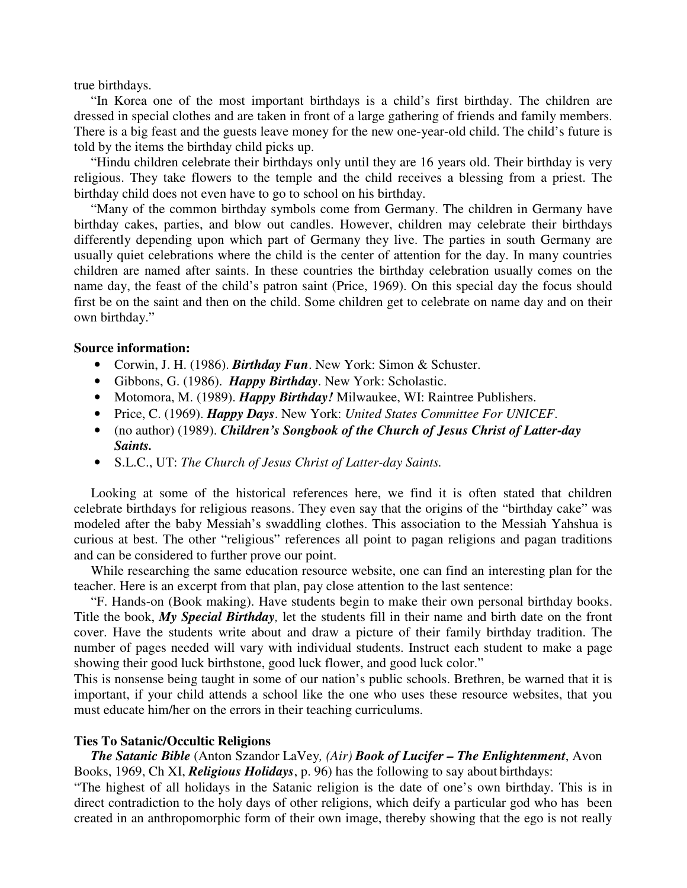true birthdays.

"In Korea one of the most important birthdays is a child's first birthday. The children are dressed in special clothes and are taken in front of a large gathering of friends and family members. There is a big feast and the guests leave money for the new one-year-old child. The child's future is told by the items the birthday child picks up.

"Hindu children celebrate their birthdays only until they are 16 years old. Their birthday is very religious. They take flowers to the temple and the child receives a blessing from a priest. The birthday child does not even have to go to school on his birthday.

"Many of the common birthday symbols come from Germany. The children in Germany have birthday cakes, parties, and blow out candles. However, children may celebrate their birthdays differently depending upon which part of Germany they live. The parties in south Germany are usually quiet celebrations where the child is the center of attention for the day. In many countries children are named after saints. In these countries the birthday celebration usually comes on the name day, the feast of the child's patron saint (Price, 1969). On this special day the focus should first be on the saint and then on the child. Some children get to celebrate on name day and on their own birthday."

**Source information:**

- Corwin, J. H. (1986). ***Birthday Fun***. New York: Simon & Schuster.
- Gibbons, G. (1986). ***Happy Birthday***. New York: Scholastic.
- Motomora, M. (1989). ***Happy Birthday!*** Milwaukee, WI: Raintree Publishers.
- Price, C. (1969). ***Happy Days***. New York: *United States Committee For UNICEF*.
- (no author) (1989). ***Children's Songbook of the Church of Jesus Christ of Latter-day Saints.***
- S.L.C., UT: *The Church of Jesus Christ of Latter-day Saints.*

Looking at some of the historical references here, we find it is often stated that children celebrate birthdays for religious reasons. They even say that the origins of the "birthday cake" was modeled after the baby Messiah's swaddling clothes. This association to the Messiah Yahshua is curious at best. The other "religious" references all point to pagan religions and pagan traditions and can be considered to further prove our point.

While researching the same education resource website, one can find an interesting plan for the teacher. Here is an excerpt from that plan, pay close attention to the last sentence:

"F. Hands-on (Book making). Have students begin to make their own personal birthday books. Title the book, ***My Special Birthday,*** let the students fill in their name and birth date on the front cover. Have the students write about and draw a picture of their family birthday tradition. The number of pages needed will vary with individual students. Instruct each student to make a page showing their good luck birthstone, good luck flower, and good luck color."

This is nonsense being taught in some of our nation's public schools. Brethren, be warned that it is important, if your child attends a school like the one who uses these resource websites, that you must educate him/her on the errors in their teaching curriculums.

**Ties To Satanic/Occultic Religions**

***The Satanic Bible*** (Anton Szandor LaVey*, (Air)* ***Book of Lucifer – The Enlightenment***, Avon Books, 1969, Ch XI, ***Religious Holidays***, p. 96) has the following to say about birthdays:

"The highest of all holidays in the Satanic religion is the date of one's own birthday. This is in direct contradiction to the holy days of other religions, which deify a particular god who has been created in an anthropomorphic form of their own image, thereby showing that the ego is not really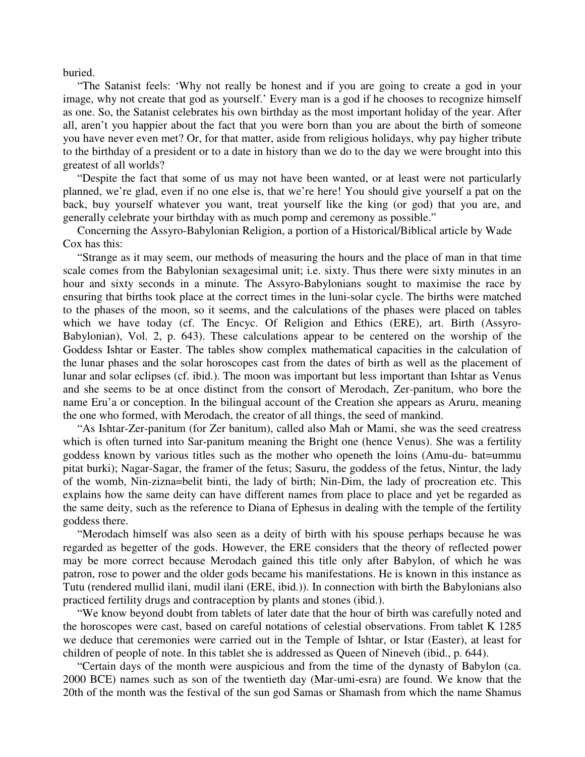buried.

"The Satanist feels: 'Why not really be honest and if you are going to create a god in your image, why not create that god as yourself.' Every man is a god if he chooses to recognize himself as one. So, the Satanist celebrates his own birthday as the most important holiday of the year. After all, aren't you happier about the fact that you were born than you are about the birth of someone you have never even met? Or, for that matter, aside from religious holidays, why pay higher tribute to the birthday of a president or to a date in history than we do to the day we were brought into this greatest of all worlds?

"Despite the fact that some of us may not have been wanted, or at least were not particularly planned, we're glad, even if no one else is, that we're here! You should give yourself a pat on the back, buy yourself whatever you want, treat yourself like the king (or god) that you are, and generally celebrate your birthday with as much pomp and ceremony as possible."

Concerning the Assyro-Babylonian Religion, a portion of a Historical/Biblical article by Wade Cox has this:

"Strange as it may seem, our methods of measuring the hours and the place of man in that time scale comes from the Babylonian sexagesimal unit; i.e. sixty. Thus there were sixty minutes in an hour and sixty seconds in a minute. The Assyro-Babylonians sought to maximise the race by ensuring that births took place at the correct times in the luni-solar cycle. The births were matched to the phases of the moon, so it seems, and the calculations of the phases were placed on tables which we have today (cf. The Encyc. Of Religion and Ethics (ERE), art. Birth (Assyro-Babylonian), Vol. 2, p. 643). These calculations appear to be centered on the worship of the Goddess Ishtar or Easter. The tables show complex mathematical capacities in the calculation of the lunar phases and the solar horoscopes cast from the dates of birth as well as the placement of lunar and solar eclipses (cf. ibid.). The moon was important but less important than Ishtar as Venus and she seems to be at once distinct from the consort of Merodach, Zer-panitum, who bore the name Eru'a or conception. In the bilingual account of the Creation she appears as Aruru, meaning the one who formed, with Merodach, the creator of all things, the seed of mankind.

"As Ishtar-Zer-panitum (for Zer banitum), called also Mah or Mami, she was the seed creatress which is often turned into Sar-panitum meaning the Bright one (hence Venus). She was a fertility goddess known by various titles such as the mother who openeth the loins (Amu-du- bat=ummu pitat burki); Nagar-Sagar, the framer of the fetus; Sasuru, the goddess of the fetus, Nintur, the lady of the womb, Nin-zizna=belit binti, the lady of birth; Nin-Dim, the lady of procreation etc. This explains how the same deity can have different names from place to place and yet be regarded as the same deity, such as the reference to Diana of Ephesus in dealing with the temple of the fertility goddess there.

"Merodach himself was also seen as a deity of birth with his spouse perhaps because he was regarded as begetter of the gods. However, the ERE considers that the theory of reflected power may be more correct because Merodach gained this title only after Babylon, of which he was patron, rose to power and the older gods became his manifestations. He is known in this instance as Tutu (rendered mullid ilani, mudil ilani (ERE, ibid.)). In connection with birth the Babylonians also practiced fertility drugs and contraception by plants and stones (ibid.).

"We know beyond doubt from tablets of later date that the hour of birth was carefully noted and the horoscopes were cast, based on careful notations of celestial observations. From tablet K 1285 we deduce that ceremonies were carried out in the Temple of Ishtar, or Istar (Easter), at least for children of people of note. In this tablet she is addressed as Queen of Nineveh (ibid., p. 644).

"Certain days of the month were auspicious and from the time of the dynasty of Babylon (ca. 2000 BCE) names such as son of the twentieth day (Mar-umi-esra) are found. We know that the 20th of the month was the festival of the sun god Samas or Shamash from which the name Shamus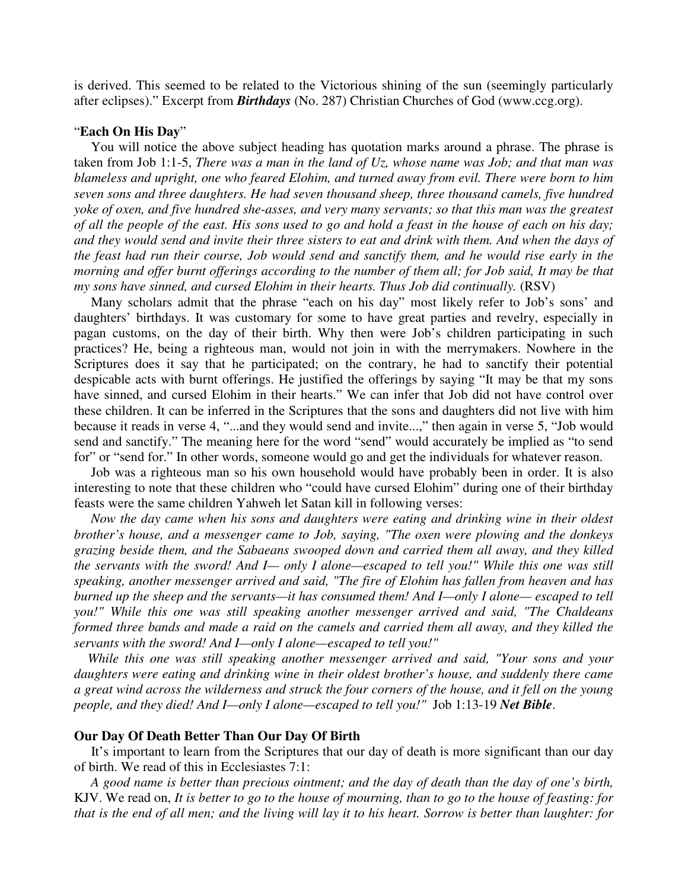is derived. This seemed to be related to the Victorious shining of the sun (seemingly particularly after eclipses)." Excerpt from ***Birthdays*** (No. 287) Christian Churches of God (www.ccg.org).

### "**Each On His Day**"

You will notice the above subject heading has quotation marks around a phrase. The phrase is taken from Job 1:1-5, *There was a man in the land of Uz, whose name was Job; and that man was blameless and upright, one who feared Elohim, and turned away from evil. There were born to him seven sons and three daughters. He had seven thousand sheep, three thousand camels, five hundred yoke of oxen, and five hundred she-asses, and very many servants; so that this man was the greatest of all the people of the east. His sons used to go and hold a feast in the house of each on his day; and they would send and invite their three sisters to eat and drink with them. And when the days of the feast had run their course, Job would send and sanctify them, and he would rise early in the morning and offer burnt offerings according to the number of them all; for Job said, It may be that my sons have sinned, and cursed Elohim in their hearts. Thus Job did continually.* (RSV)

Many scholars admit that the phrase "each on his day" most likely refer to Job's sons' and daughters' birthdays. It was customary for some to have great parties and revelry, especially in pagan customs, on the day of their birth. Why then were Job's children participating in such practices? He, being a righteous man, would not join in with the merrymakers. Nowhere in the Scriptures does it say that he participated; on the contrary, he had to sanctify their potential despicable acts with burnt offerings. He justified the offerings by saying "It may be that my sons have sinned, and cursed Elohim in their hearts." We can infer that Job did not have control over these children. It can be inferred in the Scriptures that the sons and daughters did not live with him because it reads in verse 4, "...and they would send and invite...," then again in verse 5, "Job would send and sanctify." The meaning here for the word "send" would accurately be implied as "to send for" or "send for." In other words, someone would go and get the individuals for whatever reason.

Job was a righteous man so his own household would have probably been in order. It is also interesting to note that these children who "could have cursed Elohim" during one of their birthday feasts were the same children Yahweh let Satan kill in following verses:

*Now the day came when his sons and daughters were eating and drinking wine in their oldest brother's house, and a messenger came to Job, saying, "The oxen were plowing and the donkeys grazing beside them, and the Sabaeans swooped down and carried them all away, and they killed the servants with the sword! And I— only I alone—escaped to tell you!" While this one was still speaking, another messenger arrived and said, "The fire of Elohim has fallen from heaven and has burned up the sheep and the servants—it has consumed them! And I—only I alone— escaped to tell you!" While this one was still speaking another messenger arrived and said, "The Chaldeans formed three bands and made a raid on the camels and carried them all away, and they killed the servants with the sword! And I—only I alone—escaped to tell you!"*

*While this one was still speaking another messenger arrived and said, "Your sons and your daughters were eating and drinking wine in their oldest brother's house, and suddenly there came a great wind across the wilderness and struck the four corners of the house, and it fell on the young people, and they died! And I—only I alone—escaped to tell you!"* Job 1:13-19 ***Net Bible***.

### **Our Day Of Death Better Than Our Day Of Birth**

It's important to learn from the Scriptures that our day of death is more significant than our day of birth. We read of this in Ecclesiastes 7:1:

*A good name is better than precious ointment; and the day of death than the day of one's birth,* KJV. We read on, *It is better to go to the house of mourning, than to go to the house of feasting: for that is the end of all men; and the living will lay it to his heart. Sorrow is better than laughter: for*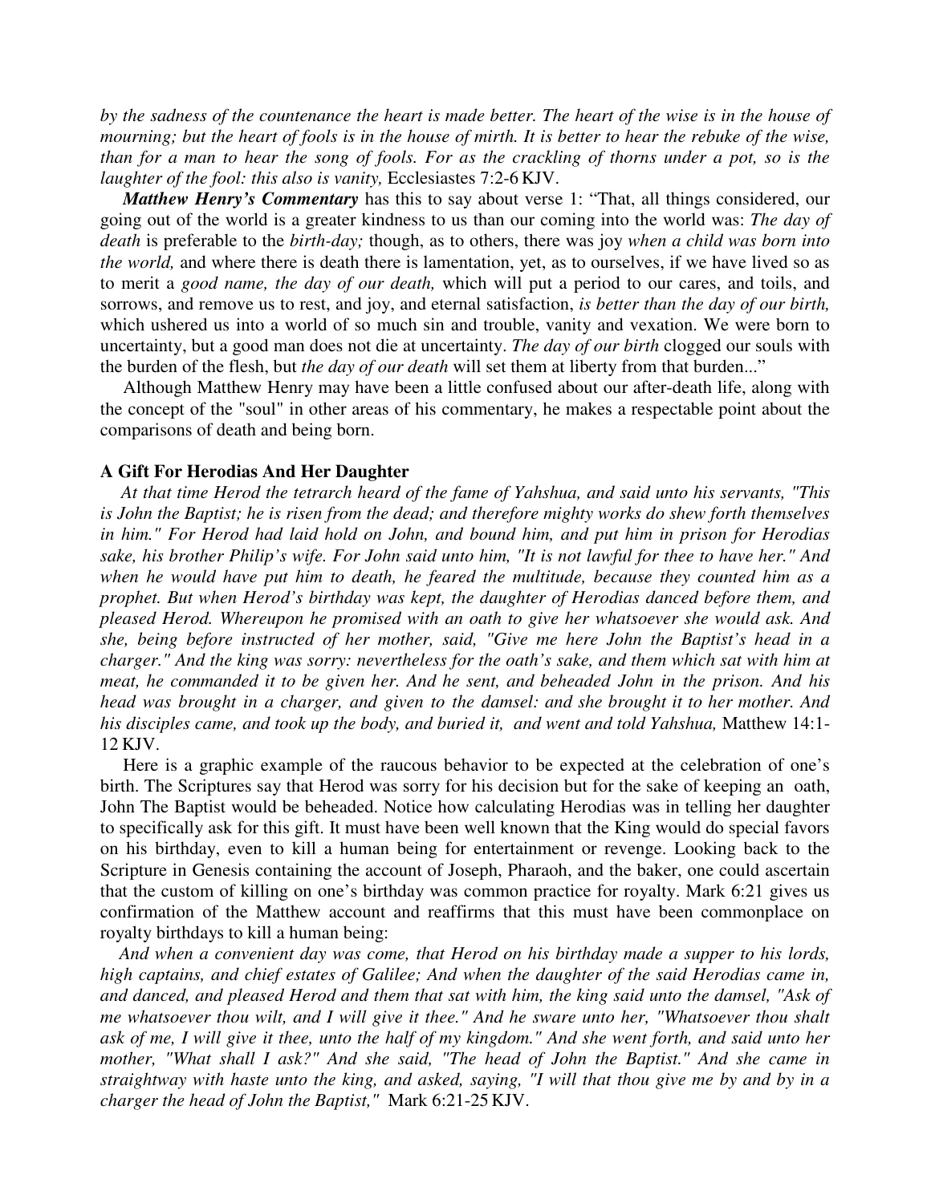*by the sadness of the countenance the heart is made better. The heart of the wise is in the house of mourning; but the heart of fools is in the house of mirth. It is better to hear the rebuke of the wise, than for a man to hear the song of fools. For as the crackling of thorns under a pot, so is the laughter of the fool: this also is vanity,* Ecclesiastes 7:2-6 KJV.

***Matthew Henry's Commentary*** has this to say about verse 1: "That, all things considered, our going out of the world is a greater kindness to us than our coming into the world was: *The day of death* is preferable to the *birth-day;* though, as to others, there was joy *when a child was born into the world,* and where there is death there is lamentation, yet, as to ourselves, if we have lived so as to merit a *good name, the day of our death,* which will put a period to our cares, and toils, and sorrows, and remove us to rest, and joy, and eternal satisfaction, *is better than the day of our birth,* which ushered us into a world of so much sin and trouble, vanity and vexation. We were born to uncertainty, but a good man does not die at uncertainty. *The day of our birth* clogged our souls with the burden of the flesh, but *the day of our death* will set them at liberty from that burden..."

Although Matthew Henry may have been a little confused about our after-death life, along with the concept of the "soul" in other areas of his commentary, he makes a respectable point about the comparisons of death and being born.

**A Gift For Herodias And Her Daughter**

*At that time Herod the tetrarch heard of the fame of Yahshua, and said unto his servants, "This is John the Baptist; he is risen from the dead; and therefore mighty works do shew forth themselves in him." For Herod had laid hold on John, and bound him, and put him in prison for Herodias sake, his brother Philip's wife. For John said unto him, "It is not lawful for thee to have her." And when he would have put him to death, he feared the multitude, because they counted him as a prophet. But when Herod's birthday was kept, the daughter of Herodias danced before them, and pleased Herod. Whereupon he promised with an oath to give her whatsoever she would ask. And she, being before instructed of her mother, said, "Give me here John the Baptist's head in a charger." And the king was sorry: nevertheless for the oath's sake, and them which sat with him at meat, he commanded it to be given her. And he sent, and beheaded John in the prison. And his head was brought in a charger, and given to the damsel: and she brought it to her mother. And his disciples came, and took up the body, and buried it, and went and told Yahshua,* Matthew 14:1-12 KJV.

Here is a graphic example of the raucous behavior to be expected at the celebration of one's birth. The Scriptures say that Herod was sorry for his decision but for the sake of keeping an oath, John The Baptist would be beheaded. Notice how calculating Herodias was in telling her daughter to specifically ask for this gift. It must have been well known that the King would do special favors on his birthday, even to kill a human being for entertainment or revenge. Looking back to the Scripture in Genesis containing the account of Joseph, Pharaoh, and the baker, one could ascertain that the custom of killing on one's birthday was common practice for royalty. Mark 6:21 gives us confirmation of the Matthew account and reaffirms that this must have been commonplace on royalty birthdays to kill a human being:

*And when a convenient day was come, that Herod on his birthday made a supper to his lords, high captains, and chief estates of Galilee; And when the daughter of the said Herodias came in, and danced, and pleased Herod and them that sat with him, the king said unto the damsel, "Ask of me whatsoever thou wilt, and I will give it thee." And he sware unto her, "Whatsoever thou shalt ask of me, I will give it thee, unto the half of my kingdom." And she went forth, and said unto her mother, "What shall I ask?" And she said, "The head of John the Baptist." And she came in straightway with haste unto the king, and asked, saying, "I will that thou give me by and by in a charger the head of John the Baptist,"* Mark 6:21-25 KJV.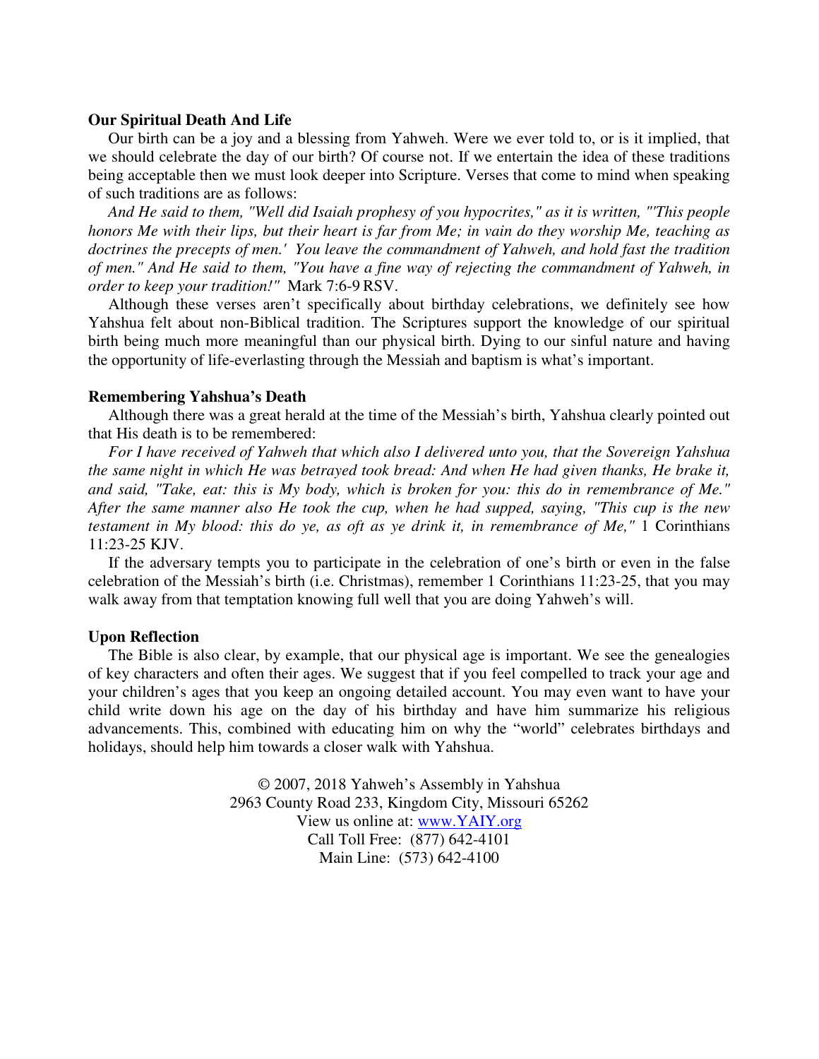**Our Spiritual Death And Life**

Our birth can be a joy and a blessing from Yahweh. Were we ever told to, or is it implied, that we should celebrate the day of our birth? Of course not. If we entertain the idea of these traditions being acceptable then we must look deeper into Scripture. Verses that come to mind when speaking of such traditions are as follows:

*And He said to them, "Well did Isaiah prophesy of you hypocrites," as it is written, "'This people honors Me with their lips, but their heart is far from Me; in vain do they worship Me, teaching as doctrines the precepts of men.' You leave the commandment of Yahweh, and hold fast the tradition of men." And He said to them, "You have a fine way of rejecting the commandment of Yahweh, in order to keep your tradition!"* Mark 7:6-9 RSV.

Although these verses aren't specifically about birthday celebrations, we definitely see how Yahshua felt about non-Biblical tradition. The Scriptures support the knowledge of our spiritual birth being much more meaningful than our physical birth. Dying to our sinful nature and having the opportunity of life-everlasting through the Messiah and baptism is what's important.

**Remembering Yahshua's Death**

Although there was a great herald at the time of the Messiah's birth, Yahshua clearly pointed out that His death is to be remembered:

*For I have received of Yahweh that which also I delivered unto you, that the Sovereign Yahshua the same night in which He was betrayed took bread: And when He had given thanks, He brake it, and said, "Take, eat: this is My body, which is broken for you: this do in remembrance of Me." After the same manner also He took the cup, when he had supped, saying, "This cup is the new testament in My blood: this do ye, as oft as ye drink it, in remembrance of Me,"* 1 Corinthians 11:23-25 KJV.

If the adversary tempts you to participate in the celebration of one's birth or even in the false celebration of the Messiah's birth (i.e. Christmas), remember 1 Corinthians 11:23-25, that you may walk away from that temptation knowing full well that you are doing Yahweh's will.

**Upon Reflection**

The Bible is also clear, by example, that our physical age is important. We see the genealogies of key characters and often their ages. We suggest that if you feel compelled to track your age and your children's ages that you keep an ongoing detailed account. You may even want to have your child write down his age on the day of his birthday and have him summarize his religious advancements. This, combined with educating him on why the "world" celebrates birthdays and holidays, should help him towards a closer walk with Yahshua.

© 2007, 2018 Yahweh's Assembly in Yahshua
2963 County Road 233, Kingdom City, Missouri 65262
View us online at: www.YAIY.org
Call Toll Free: (877) 642-4101
Main Line: (573) 642-4100